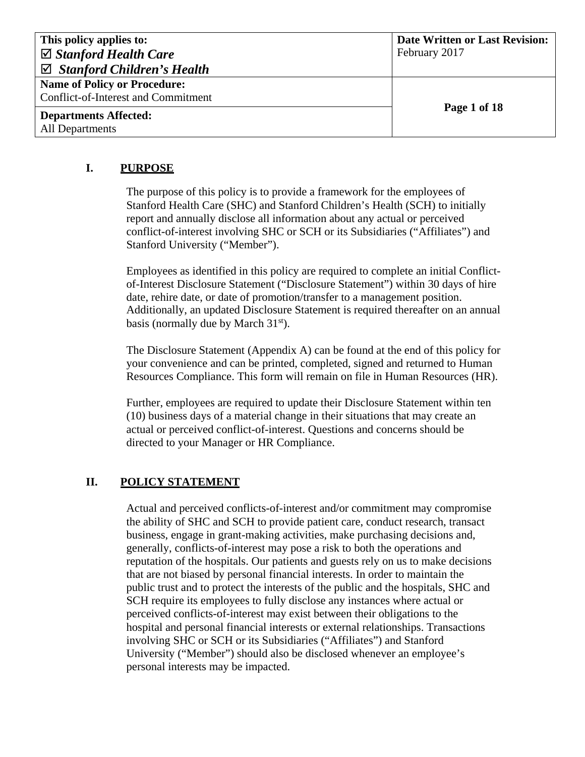| This policy applies to: ☑ *Stanford Health Care* ☑ *Stanford Children's Health* | **Date Written or Last Revision:** February 2017 |
|---|---|
| **Name of Policy or Procedure:** Conflict-of-Interest and Commitment | |
| **Departments Affected:** All Departments | |

## I. PURPOSE

The purpose of this policy is to provide a framework for the employees of Stanford Health Care (SHC) and Stanford Children's Health (SCH) to initially report and annually disclose all information about any actual or perceived conflict-of-interest involving SHC or SCH or its Subsidiaries ("Affiliates") and Stanford University ("Member").

Employees as identified in this policy are required to complete an initial Conflict-of-Interest Disclosure Statement ("Disclosure Statement") within 30 days of hire date, rehire date, or date of promotion/transfer to a management position. Additionally, an updated Disclosure Statement is required thereafter on an annual basis (normally due by March 31st).

The Disclosure Statement (Appendix A) can be found at the end of this policy for your convenience and can be printed, completed, signed and returned to Human Resources Compliance. This form will remain on file in Human Resources (HR).

Further, employees are required to update their Disclosure Statement within ten (10) business days of a material change in their situations that may create an actual or perceived conflict-of-interest. Questions and concerns should be directed to your Manager or HR Compliance.

## II. POLICY STATEMENT

Actual and perceived conflicts-of-interest and/or commitment may compromise the ability of SHC and SCH to provide patient care, conduct research, transact business, engage in grant-making activities, make purchasing decisions and, generally, conflicts-of-interest may pose a risk to both the operations and reputation of the hospitals. Our patients and guests rely on us to make decisions that are not biased by personal financial interests. In order to maintain the public trust and to protect the interests of the public and the hospitals, SHC and SCH require its employees to fully disclose any instances where actual or perceived conflicts-of-interest may exist between their obligations to the hospital and personal financial interests or external relationships. Transactions involving SHC or SCH or its Subsidiaries ("Affiliates") and Stanford University ("Member") should also be disclosed whenever an employee's personal interests may be impacted.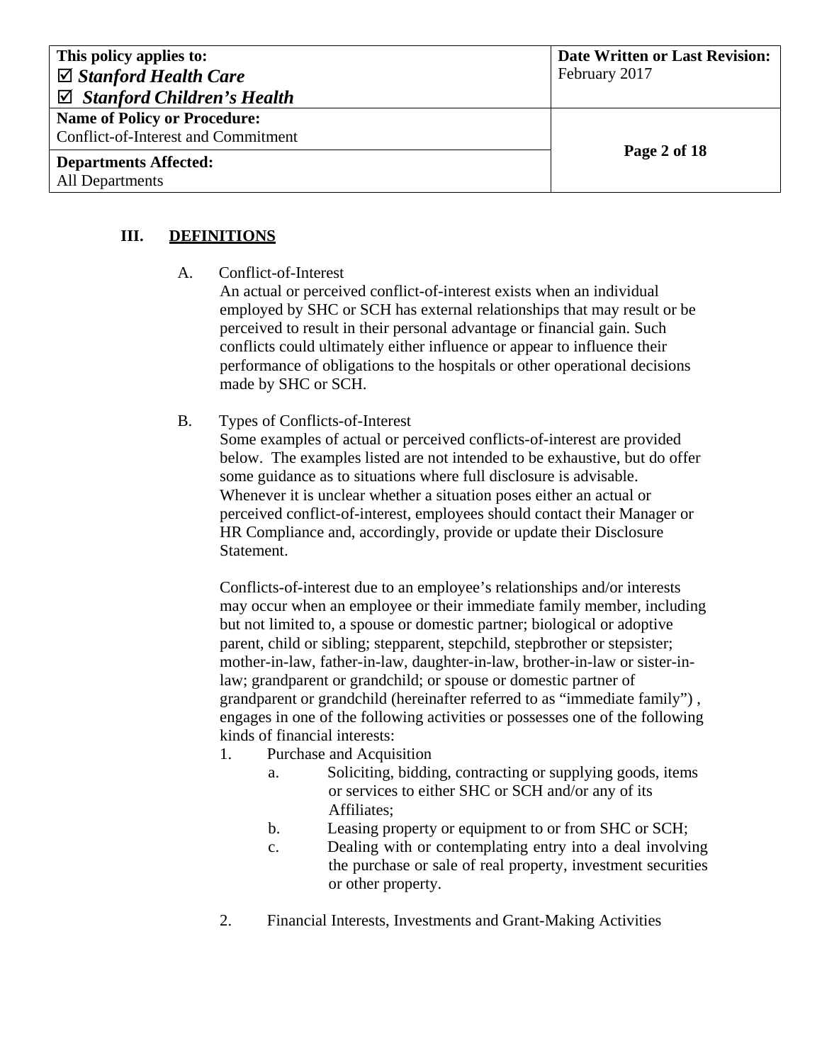## III. DEFINITIONS

A. Conflict-of-Interest

An actual or perceived conflict-of-interest exists when an individual employed by SHC or SCH has external relationships that may result or be perceived to result in their personal advantage or financial gain. Such conflicts could ultimately either influence or appear to influence their performance of obligations to the hospitals or other operational decisions made by SHC or SCH.

B. Types of Conflicts-of-Interest

Some examples of actual or perceived conflicts-of-interest are provided below. The examples listed are not intended to be exhaustive, but do offer some guidance as to situations where full disclosure is advisable. Whenever it is unclear whether a situation poses either an actual or perceived conflict-of-interest, employees should contact their Manager or HR Compliance and, accordingly, provide or update their Disclosure Statement.

Conflicts-of-interest due to an employee's relationships and/or interests may occur when an employee or their immediate family member, including but not limited to, a spouse or domestic partner; biological or adoptive parent, child or sibling; stepparent, stepchild, stepbrother or stepsister; mother-in-law, father-in-law, daughter-in-law, brother-in-law or sister-in-law; grandparent or grandchild; or spouse or domestic partner of grandparent or grandchild (hereinafter referred to as "immediate family") , engages in one of the following activities or possesses one of the following kinds of financial interests:

1. Purchase and Acquisition
   a. Soliciting, bidding, contracting or supplying goods, items or services to either SHC or SCH and/or any of its Affiliates;
   b. Leasing property or equipment to or from SHC or SCH;
   c. Dealing with or contemplating entry into a deal involving the purchase or sale of real property, investment securities or other property.

2. Financial Interests, Investments and Grant-Making Activities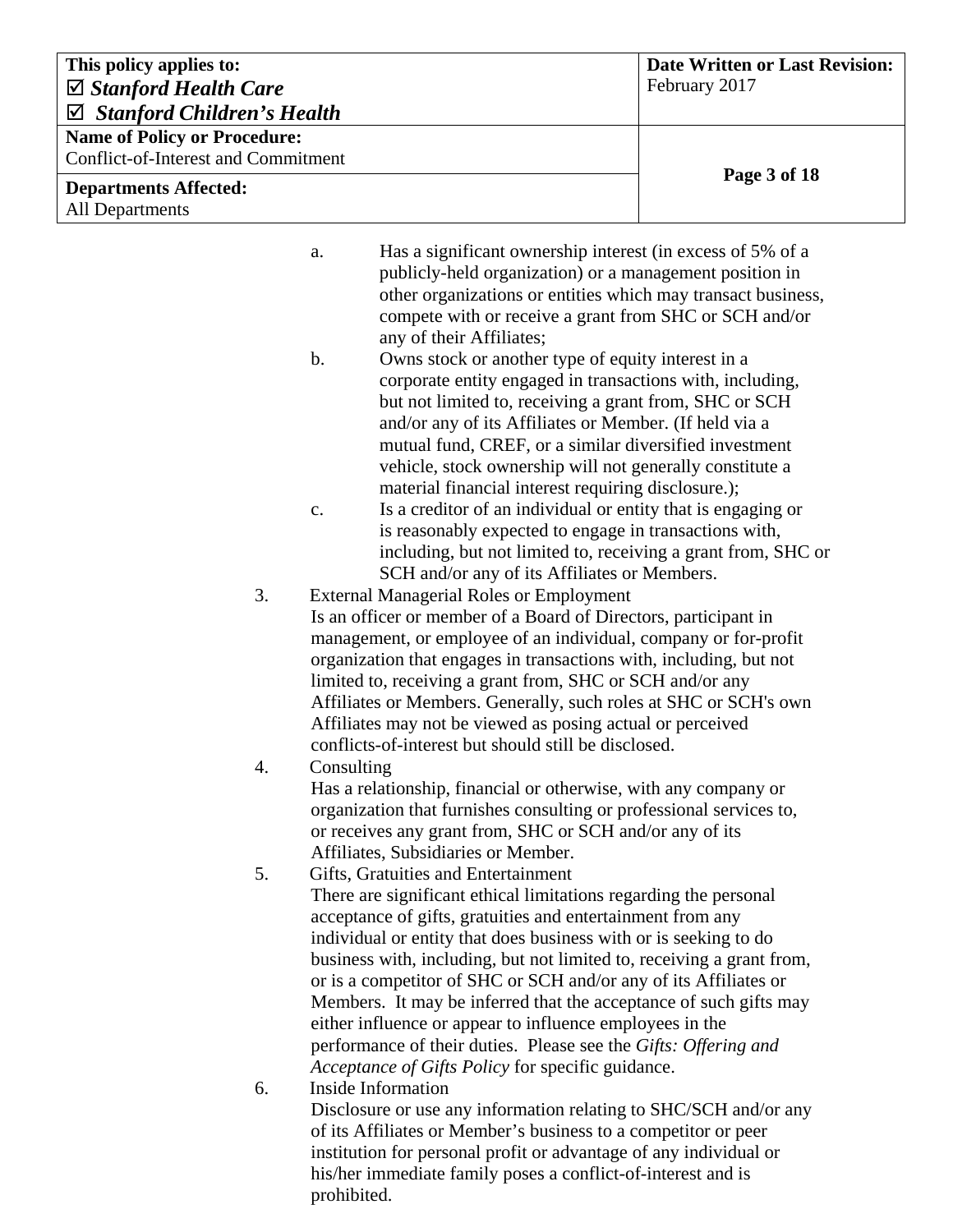a. Has a significant ownership interest (in excess of 5% of a publicly-held organization) or a management position in other organizations or entities which may transact business, compete with or receive a grant from SHC or SCH and/or any of their Affiliates;

b. Owns stock or another type of equity interest in a corporate entity engaged in transactions with, including, but not limited to, receiving a grant from, SHC or SCH and/or any of its Affiliates or Member. (If held via a mutual fund, CREF, or a similar diversified investment vehicle, stock ownership will not generally constitute a material financial interest requiring disclosure.);

c. Is a creditor of an individual or entity that is engaging or is reasonably expected to engage in transactions with, including, but not limited to, receiving a grant from, SHC or SCH and/or any of its Affiliates or Members.

3. External Managerial Roles or Employment

   Is an officer or member of a Board of Directors, participant in management, or employee of an individual, company or for-profit organization that engages in transactions with, including, but not limited to, receiving a grant from, SHC or SCH and/or any Affiliates or Members. Generally, such roles at SHC or SCH's own Affiliates may not be viewed as posing actual or perceived conflicts-of-interest but should still be disclosed.

4. Consulting

   Has a relationship, financial or otherwise, with any company or organization that furnishes consulting or professional services to, or receives any grant from, SHC or SCH and/or any of its Affiliates, Subsidiaries or Member.

5. Gifts, Gratuities and Entertainment

   There are significant ethical limitations regarding the personal acceptance of gifts, gratuities and entertainment from any individual or entity that does business with or is seeking to do business with, including, but not limited to, receiving a grant from, or is a competitor of SHC or SCH and/or any of its Affiliates or Members. It may be inferred that the acceptance of such gifts may either influence or appear to influence employees in the performance of their duties. Please see the *Gifts: Offering and Acceptance of Gifts Policy* for specific guidance.

6. Inside Information

   Disclosure or use any information relating to SHC/SCH and/or any of its Affiliates or Member's business to a competitor or peer institution for personal profit or advantage of any individual or his/her immediate family poses a conflict-of-interest and is prohibited.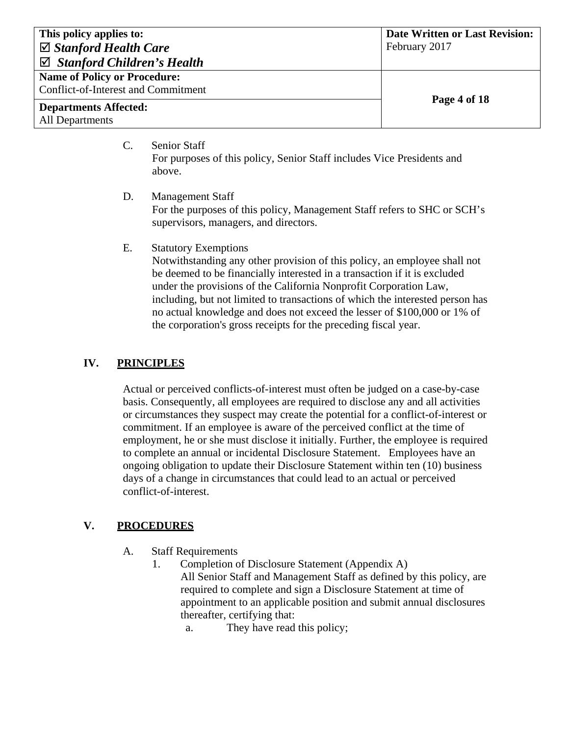C. Senior Staff

For purposes of this policy, Senior Staff includes Vice Presidents and above.

D. Management Staff

For the purposes of this policy, Management Staff refers to SHC or SCH's supervisors, managers, and directors.

E. Statutory Exemptions

Notwithstanding any other provision of this policy, an employee shall not be deemed to be financially interested in a transaction if it is excluded under the provisions of the California Nonprofit Corporation Law, including, but not limited to transactions of which the interested person has no actual knowledge and does not exceed the lesser of $100,000 or 1% of the corporation's gross receipts for the preceding fiscal year.

## IV. PRINCIPLES

Actual or perceived conflicts-of-interest must often be judged on a case-by-case basis. Consequently, all employees are required to disclose any and all activities or circumstances they suspect may create the potential for a conflict-of-interest or commitment. If an employee is aware of the perceived conflict at the time of employment, he or she must disclose it initially. Further, the employee is required to complete an annual or incidental Disclosure Statement. Employees have an ongoing obligation to update their Disclosure Statement within ten (10) business days of a change in circumstances that could lead to an actual or perceived conflict-of-interest.

## V. PROCEDURES

A. Staff Requirements

1. Completion of Disclosure Statement (Appendix A)

   All Senior Staff and Management Staff as defined by this policy, are required to complete and sign a Disclosure Statement at time of appointment to an applicable position and submit annual disclosures thereafter, certifying that:

   a. They have read this policy;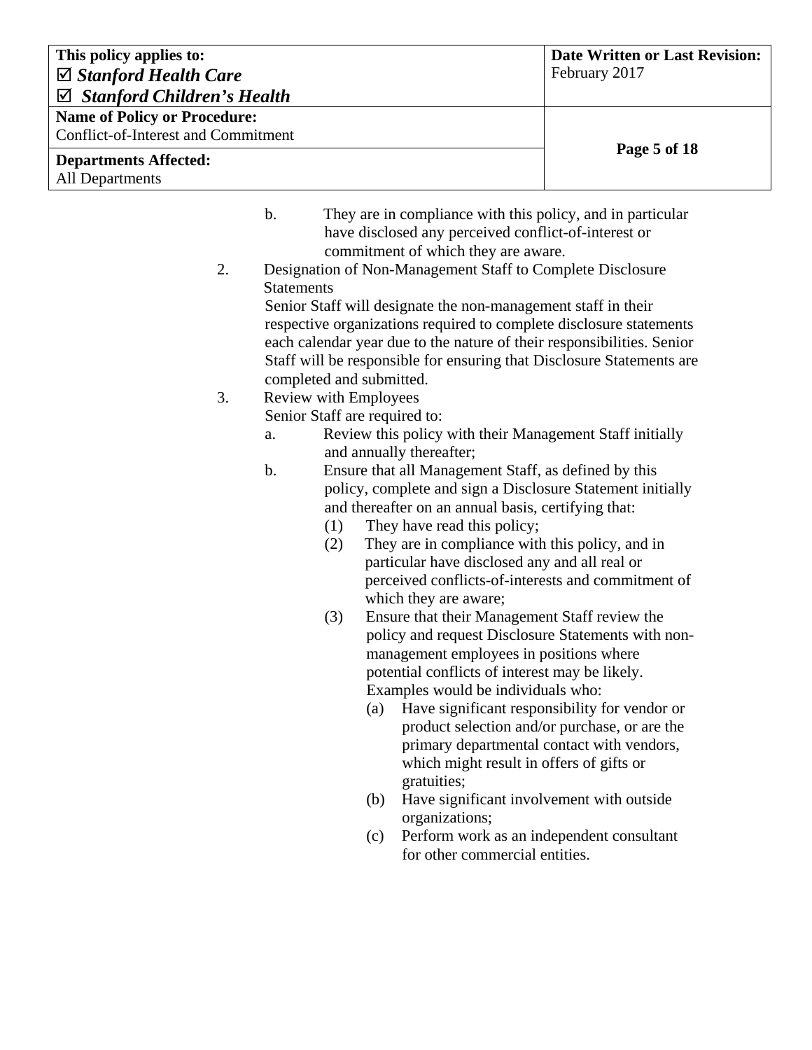b. They are in compliance with this policy, and in particular have disclosed any perceived conflict-of-interest or commitment of which they are aware.

2. Designation of Non-Management Staff to Complete Disclosure Statements

   Senior Staff will designate the non-management staff in their respective organizations required to complete disclosure statements each calendar year due to the nature of their responsibilities. Senior Staff will be responsible for ensuring that Disclosure Statements are completed and submitted.

3. Review with Employees

   Senior Staff are required to:

   a. Review this policy with their Management Staff initially and annually thereafter;

   b. Ensure that all Management Staff, as defined by this policy, complete and sign a Disclosure Statement initially and thereafter on an annual basis, certifying that:

      (1) They have read this policy;

      (2) They are in compliance with this policy, and in particular have disclosed any and all real or perceived conflicts-of-interests and commitment of which they are aware;

      (3) Ensure that their Management Staff review the policy and request Disclosure Statements with non-management employees in positions where potential conflicts of interest may be likely. Examples would be individuals who:

         (a) Have significant responsibility for vendor or product selection and/or purchase, or are the primary departmental contact with vendors, which might result in offers of gifts or gratuities;

         (b) Have significant involvement with outside organizations;

         (c) Perform work as an independent consultant for other commercial entities.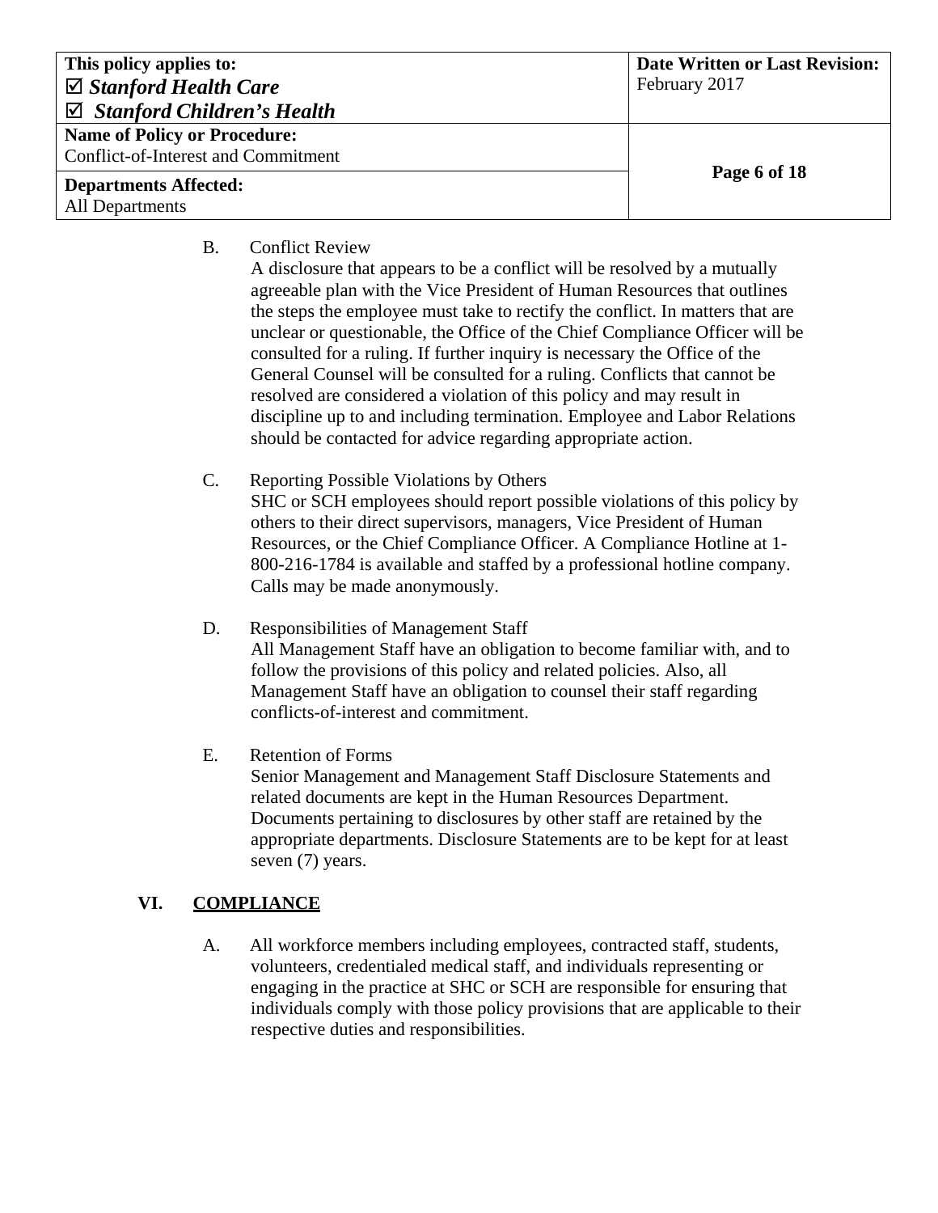B. Conflict Review

A disclosure that appears to be a conflict will be resolved by a mutually agreeable plan with the Vice President of Human Resources that outlines the steps the employee must take to rectify the conflict. In matters that are unclear or questionable, the Office of the Chief Compliance Officer will be consulted for a ruling. If further inquiry is necessary the Office of the General Counsel will be consulted for a ruling. Conflicts that cannot be resolved are considered a violation of this policy and may result in discipline up to and including termination. Employee and Labor Relations should be contacted for advice regarding appropriate action.

C. Reporting Possible Violations by Others

SHC or SCH employees should report possible violations of this policy by others to their direct supervisors, managers, Vice President of Human Resources, or the Chief Compliance Officer. A Compliance Hotline at 1-800-216-1784 is available and staffed by a professional hotline company. Calls may be made anonymously.

D. Responsibilities of Management Staff

All Management Staff have an obligation to become familiar with, and to follow the provisions of this policy and related policies. Also, all Management Staff have an obligation to counsel their staff regarding conflicts-of-interest and commitment.

E. Retention of Forms

Senior Management and Management Staff Disclosure Statements and related documents are kept in the Human Resources Department. Documents pertaining to disclosures by other staff are retained by the appropriate departments. Disclosure Statements are to be kept for at least seven (7) years.

## VI. COMPLIANCE

A. All workforce members including employees, contracted staff, students, volunteers, credentialed medical staff, and individuals representing or engaging in the practice at SHC or SCH are responsible for ensuring that individuals comply with those policy provisions that are applicable to their respective duties and responsibilities.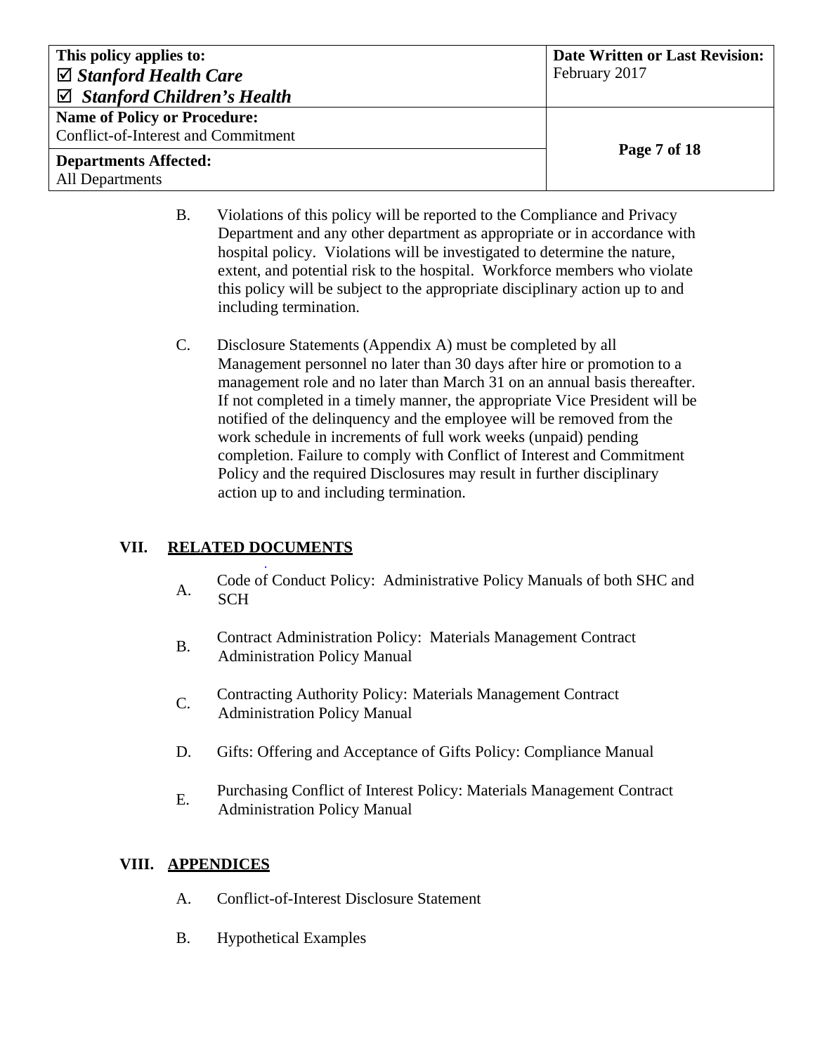B. Violations of this policy will be reported to the Compliance and Privacy Department and any other department as appropriate or in accordance with hospital policy. Violations will be investigated to determine the nature, extent, and potential risk to the hospital. Workforce members who violate this policy will be subject to the appropriate disciplinary action up to and including termination.

C. Disclosure Statements (Appendix A) must be completed by all Management personnel no later than 30 days after hire or promotion to a management role and no later than March 31 on an annual basis thereafter. If not completed in a timely manner, the appropriate Vice President will be notified of the delinquency and the employee will be removed from the work schedule in increments of full work weeks (unpaid) pending completion. Failure to comply with Conflict of Interest and Commitment Policy and the required Disclosures may result in further disciplinary action up to and including termination.

## VII. RELATED DOCUMENTS

A. Code of Conduct Policy: Administrative Policy Manuals of both SHC and SCH

B. Contract Administration Policy: Materials Management Contract Administration Policy Manual

C. Contracting Authority Policy: Materials Management Contract Administration Policy Manual

D. Gifts: Offering and Acceptance of Gifts Policy: Compliance Manual

E. Purchasing Conflict of Interest Policy: Materials Management Contract Administration Policy Manual

## VIII. APPENDICES

A. Conflict-of-Interest Disclosure Statement

B. Hypothetical Examples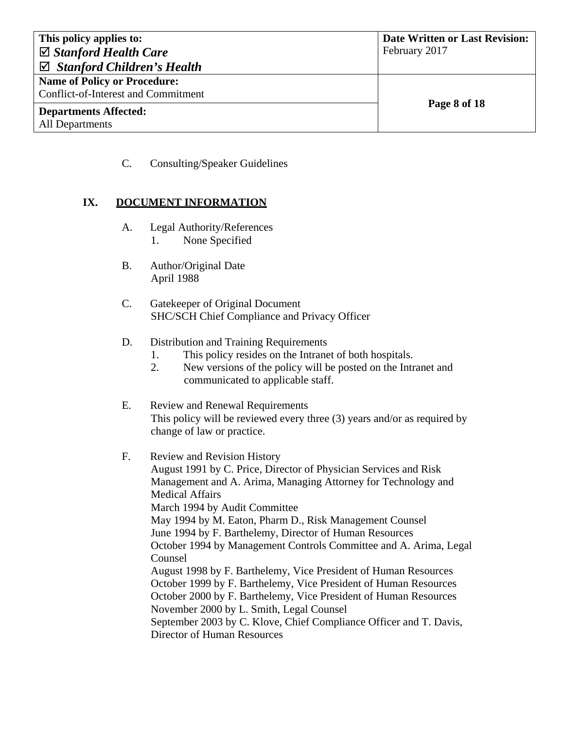C. Consulting/Speaker Guidelines

## IX. DOCUMENT INFORMATION

A. Legal Authority/References
   1. None Specified

B. Author/Original Date
   April 1988

C. Gatekeeper of Original Document
   SHC/SCH Chief Compliance and Privacy Officer

D. Distribution and Training Requirements
   1. This policy resides on the Intranet of both hospitals.
   2. New versions of the policy will be posted on the Intranet and communicated to applicable staff.

E. Review and Renewal Requirements
   This policy will be reviewed every three (3) years and/or as required by change of law or practice.

F. Review and Revision History
   August 1991 by C. Price, Director of Physician Services and Risk Management and A. Arima, Managing Attorney for Technology and Medical Affairs
   March 1994 by Audit Committee
   May 1994 by M. Eaton, Pharm D., Risk Management Counsel
   June 1994 by F. Barthelemy, Director of Human Resources
   October 1994 by Management Controls Committee and A. Arima, Legal Counsel
   August 1998 by F. Barthelemy, Vice President of Human Resources
   October 1999 by F. Barthelemy, Vice President of Human Resources
   October 2000 by F. Barthelemy, Vice President of Human Resources
   November 2000 by L. Smith, Legal Counsel
   September 2003 by C. Klove, Chief Compliance Officer and T. Davis, Director of Human Resources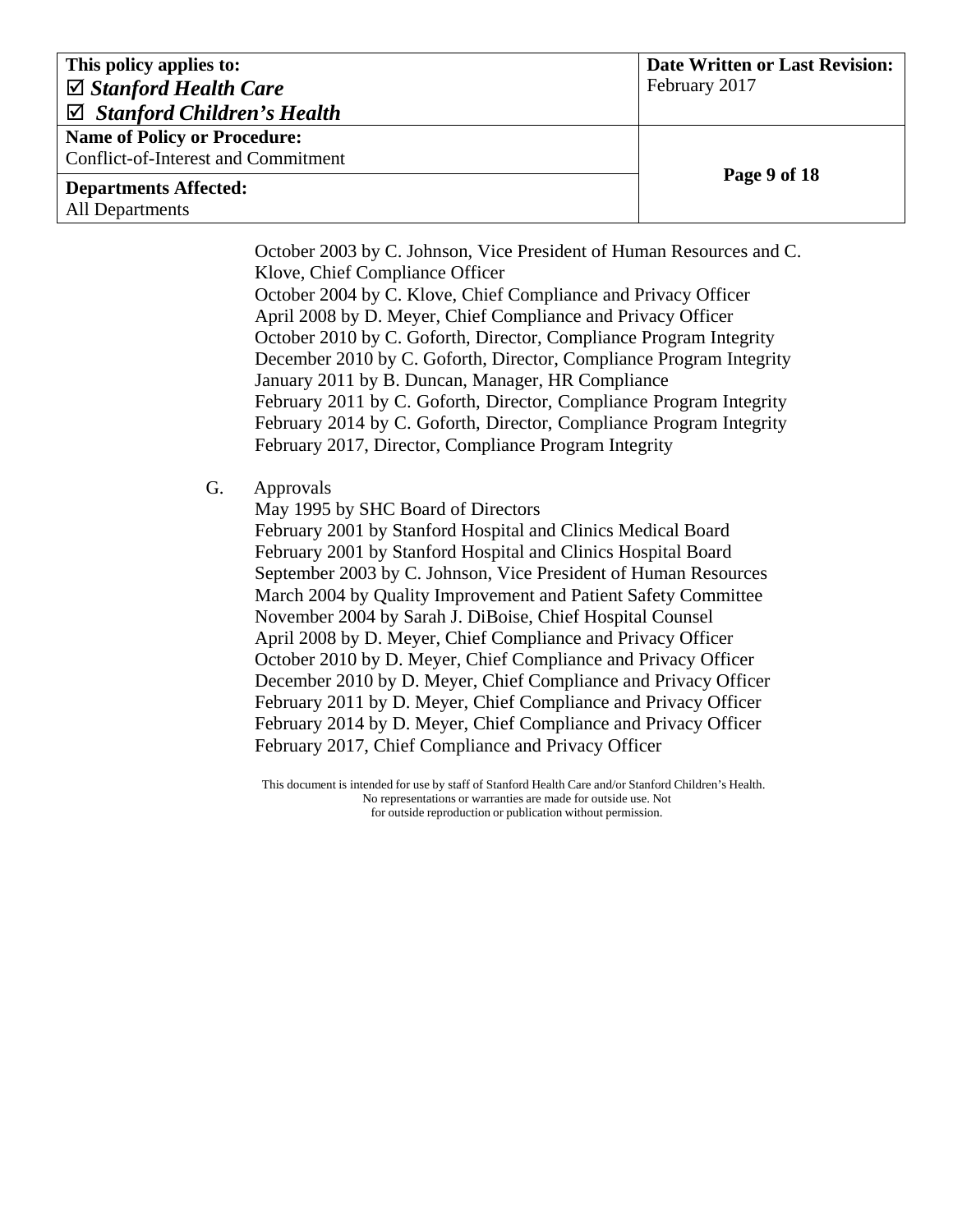October 2003 by C. Johnson, Vice President of Human Resources and C. Klove, Chief Compliance Officer
October 2004 by C. Klove, Chief Compliance and Privacy Officer
April 2008 by D. Meyer, Chief Compliance and Privacy Officer
October 2010 by C. Goforth, Director, Compliance Program Integrity
December 2010 by C. Goforth, Director, Compliance Program Integrity
January 2011 by B. Duncan, Manager, HR Compliance
February 2011 by C. Goforth, Director, Compliance Program Integrity
February 2014 by C. Goforth, Director, Compliance Program Integrity
February 2017, Director, Compliance Program Integrity

G. Approvals

May 1995 by SHC Board of Directors
February 2001 by Stanford Hospital and Clinics Medical Board
February 2001 by Stanford Hospital and Clinics Hospital Board
September 2003 by C. Johnson, Vice President of Human Resources
March 2004 by Quality Improvement and Patient Safety Committee
November 2004 by Sarah J. DiBoise, Chief Hospital Counsel
April 2008 by D. Meyer, Chief Compliance and Privacy Officer
October 2010 by D. Meyer, Chief Compliance and Privacy Officer
December 2010 by D. Meyer, Chief Compliance and Privacy Officer
February 2011 by D. Meyer, Chief Compliance and Privacy Officer
February 2014 by D. Meyer, Chief Compliance and Privacy Officer
February 2017, Chief Compliance and Privacy Officer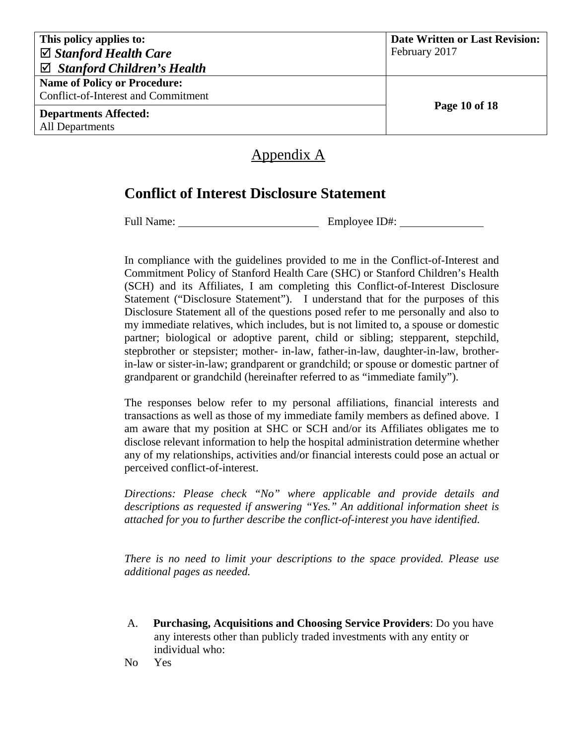# Appendix A

## Conflict of Interest Disclosure Statement

Full Name: ______________________ Employee ID#: ______________

In compliance with the guidelines provided to me in the Conflict-of-Interest and Commitment Policy of Stanford Health Care (SHC) or Stanford Children's Health (SCH) and its Affiliates, I am completing this Conflict-of-Interest Disclosure Statement ("Disclosure Statement"). I understand that for the purposes of this Disclosure Statement all of the questions posed refer to me personally and also to my immediate relatives, which includes, but is not limited to, a spouse or domestic partner; biological or adoptive parent, child or sibling; stepparent, stepchild, stepbrother or stepsister; mother- in-law, father-in-law, daughter-in-law, brother-in-law or sister-in-law; grandparent or grandchild; or spouse or domestic partner of grandparent or grandchild (hereinafter referred to as "immediate family").

The responses below refer to my personal affiliations, financial interests and transactions as well as those of my immediate family members as defined above. I am aware that my position at SHC or SCH and/or its Affiliates obligates me to disclose relevant information to help the hospital administration determine whether any of my relationships, activities and/or financial interests could pose an actual or perceived conflict-of-interest.

*Directions: Please check "No" where applicable and provide details and descriptions as requested if answering "Yes." An additional information sheet is attached for you to further describe the conflict-of-interest you have identified.*

*There is no need to limit your descriptions to the space provided. Please use additional pages as needed.*

A. **Purchasing, Acquisitions and Choosing Service Providers**: Do you have any interests other than publicly traded investments with any entity or individual who:

No Yes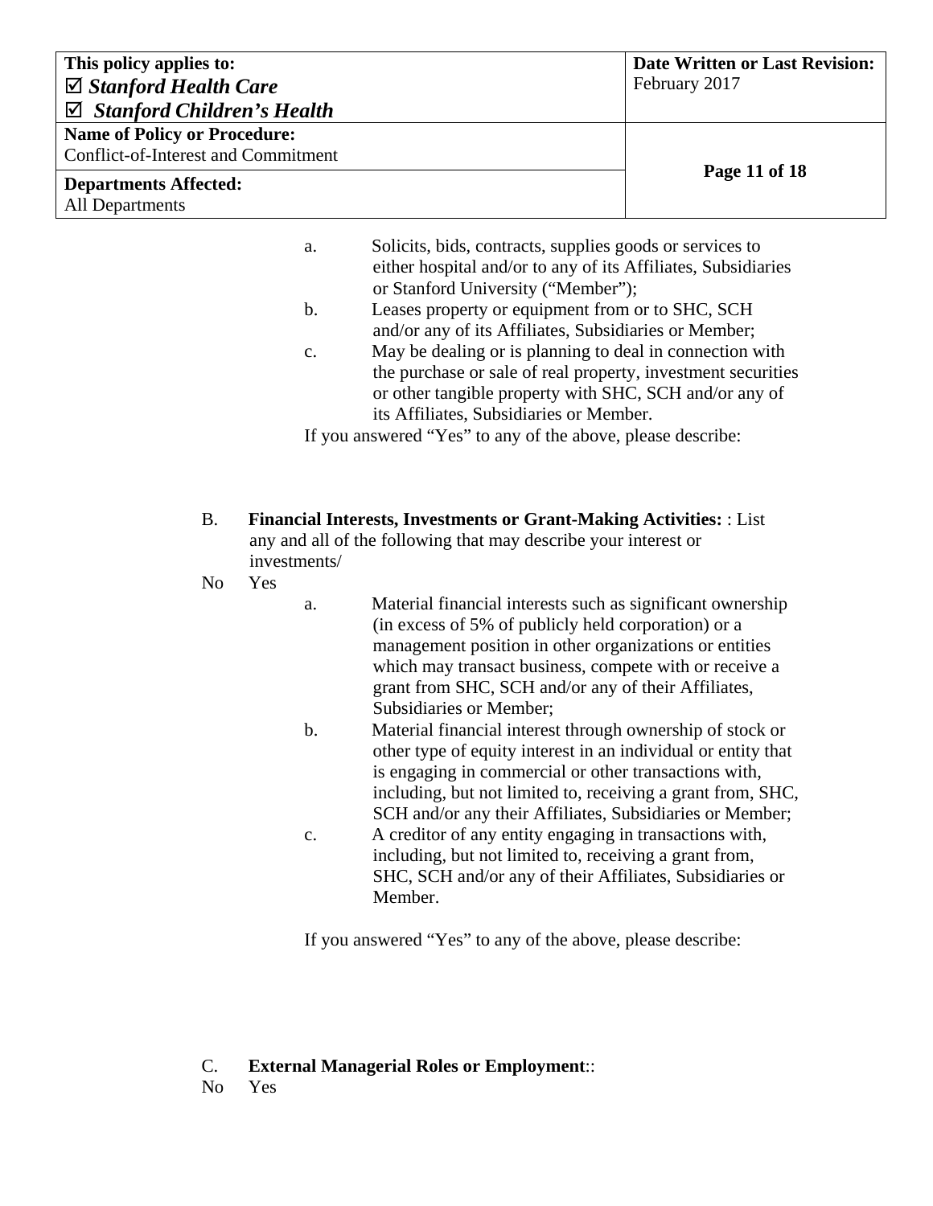a. Solicits, bids, contracts, supplies goods or services to either hospital and/or to any of its Affiliates, Subsidiaries or Stanford University ("Member");

b. Leases property or equipment from or to SHC, SCH and/or any of its Affiliates, Subsidiaries or Member;

c. May be dealing or is planning to deal in connection with the purchase or sale of real property, investment securities or other tangible property with SHC, SCH and/or any of its Affiliates, Subsidiaries or Member.

If you answered "Yes" to any of the above, please describe:

B. **Financial Interests, Investments or Grant-Making Activities:** : List any and all of the following that may describe your interest or investments/

No Yes

a. Material financial interests such as significant ownership (in excess of 5% of publicly held corporation) or a management position in other organizations or entities which may transact business, compete with or receive a grant from SHC, SCH and/or any of their Affiliates, Subsidiaries or Member;

b. Material financial interest through ownership of stock or other type of equity interest in an individual or entity that is engaging in commercial or other transactions with, including, but not limited to, receiving a grant from, SHC, SCH and/or any their Affiliates, Subsidiaries or Member;

c. A creditor of any entity engaging in transactions with, including, but not limited to, receiving a grant from, SHC, SCH and/or any of their Affiliates, Subsidiaries or Member.

If you answered "Yes" to any of the above, please describe:

C. **External Managerial Roles or Employment**::

No Yes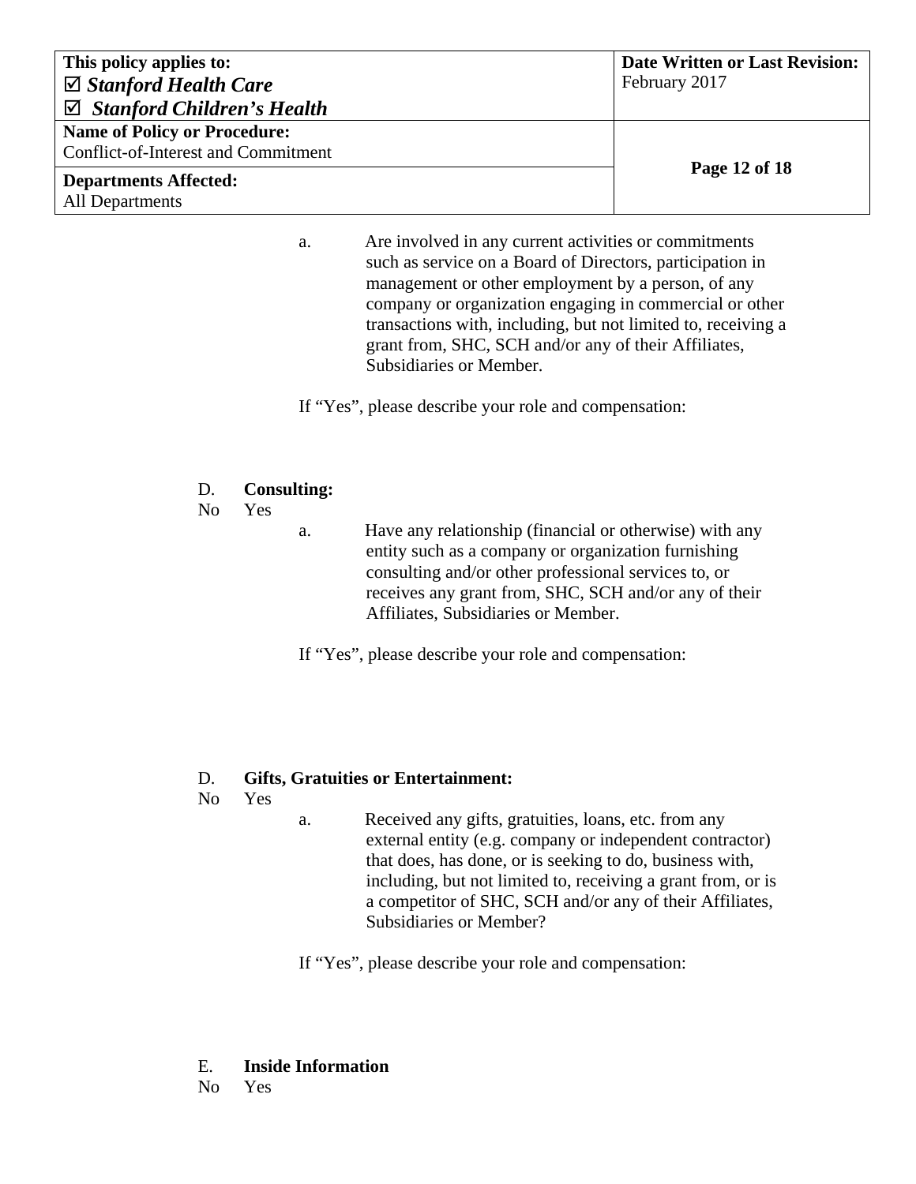a. Are involved in any current activities or commitments such as service on a Board of Directors, participation in management or other employment by a person, of any company or organization engaging in commercial or other transactions with, including, but not limited to, receiving a grant from, SHC, SCH and/or any of their Affiliates, Subsidiaries or Member.

If "Yes", please describe your role and compensation:

D. **Consulting:**

No Yes

a. Have any relationship (financial or otherwise) with any entity such as a company or organization furnishing consulting and/or other professional services to, or receives any grant from, SHC, SCH and/or any of their Affiliates, Subsidiaries or Member.

If "Yes", please describe your role and compensation:

D. **Gifts, Gratuities or Entertainment:**

No Yes

a. Received any gifts, gratuities, loans, etc. from any external entity (e.g. company or independent contractor) that does, has done, or is seeking to do, business with, including, but not limited to, receiving a grant from, or is a competitor of SHC, SCH and/or any of their Affiliates, Subsidiaries or Member?

If "Yes", please describe your role and compensation:

E. **Inside Information**

No Yes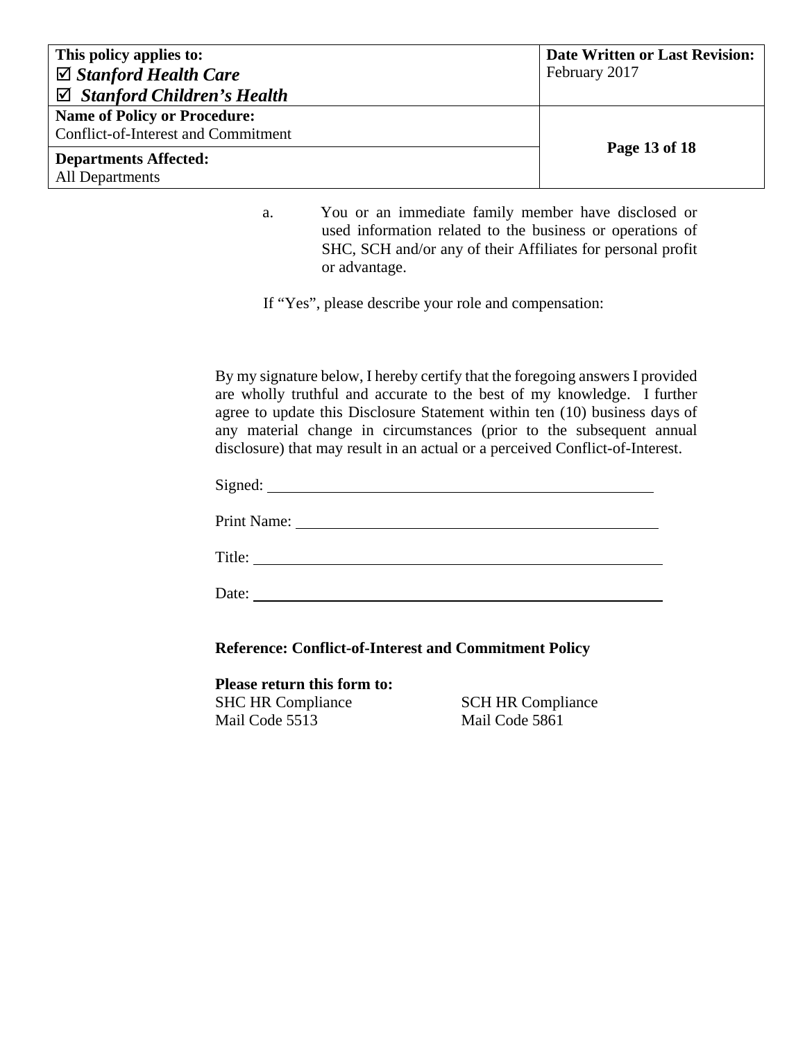a. You or an immediate family member have disclosed or used information related to the business or operations of SHC, SCH and/or any of their Affiliates for personal profit or advantage.

If "Yes", please describe your role and compensation:

By my signature below, I hereby certify that the foregoing answers I provided are wholly truthful and accurate to the best of my knowledge. I further agree to update this Disclosure Statement within ten (10) business days of any material change in circumstances (prior to the subsequent annual disclosure) that may result in an actual or a perceived Conflict-of-Interest.

Signed: ____________________________________________

Print Name: ____________________________________________

Title: ____________________________________________

Date: ____________________________________________

**Reference: Conflict-of-Interest and Commitment Policy**

**Please return this form to:**

SHC HR Compliance
Mail Code 5513

SCH HR Compliance
Mail Code 5861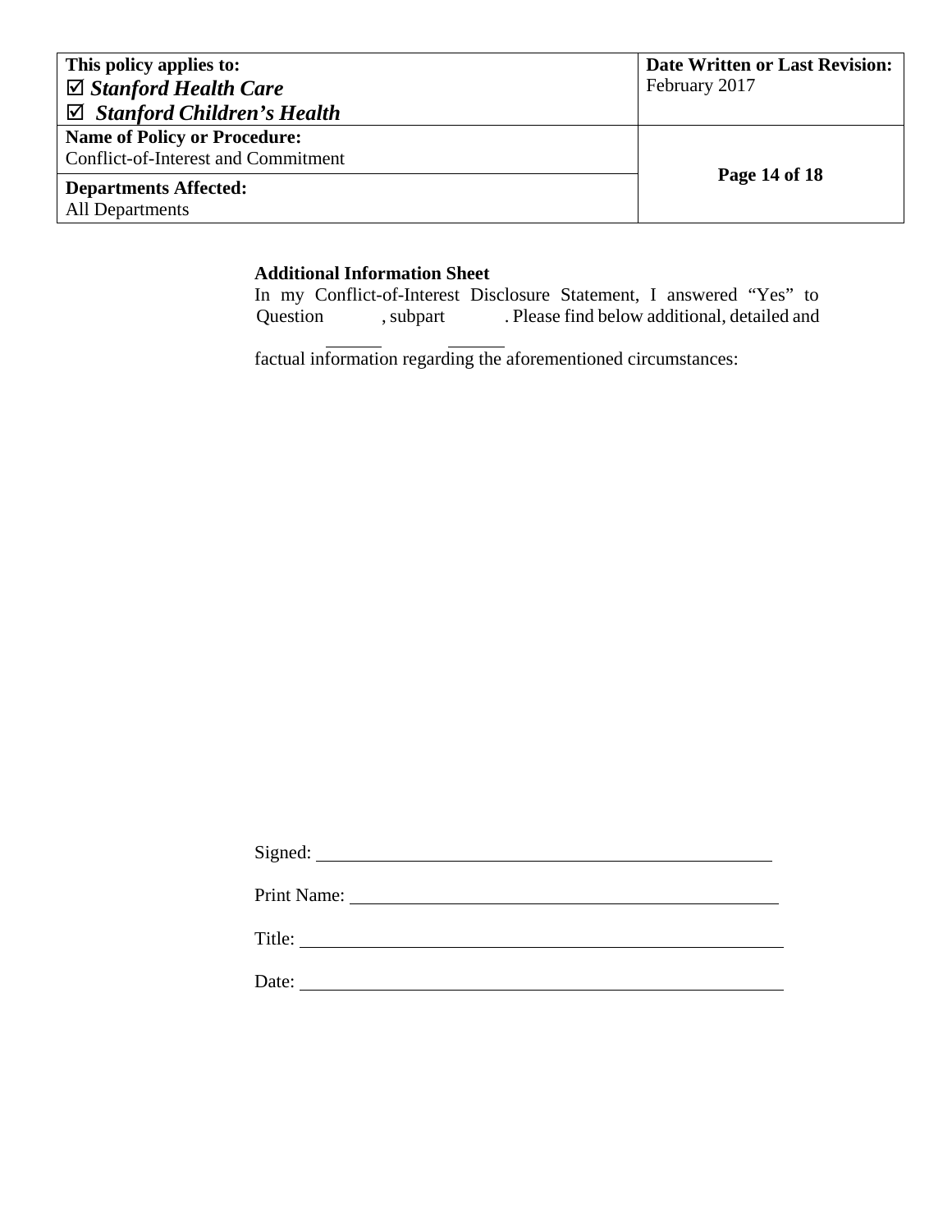**Additional Information Sheet**

In my Conflict-of-Interest Disclosure Statement, I answered "Yes" to Question ______, subpart ______. Please find below additional, detailed and factual information regarding the aforementioned circumstances:

Signed: ____________________________________________

Print Name: ____________________________________________

Title: ____________________________________________

Date: ____________________________________________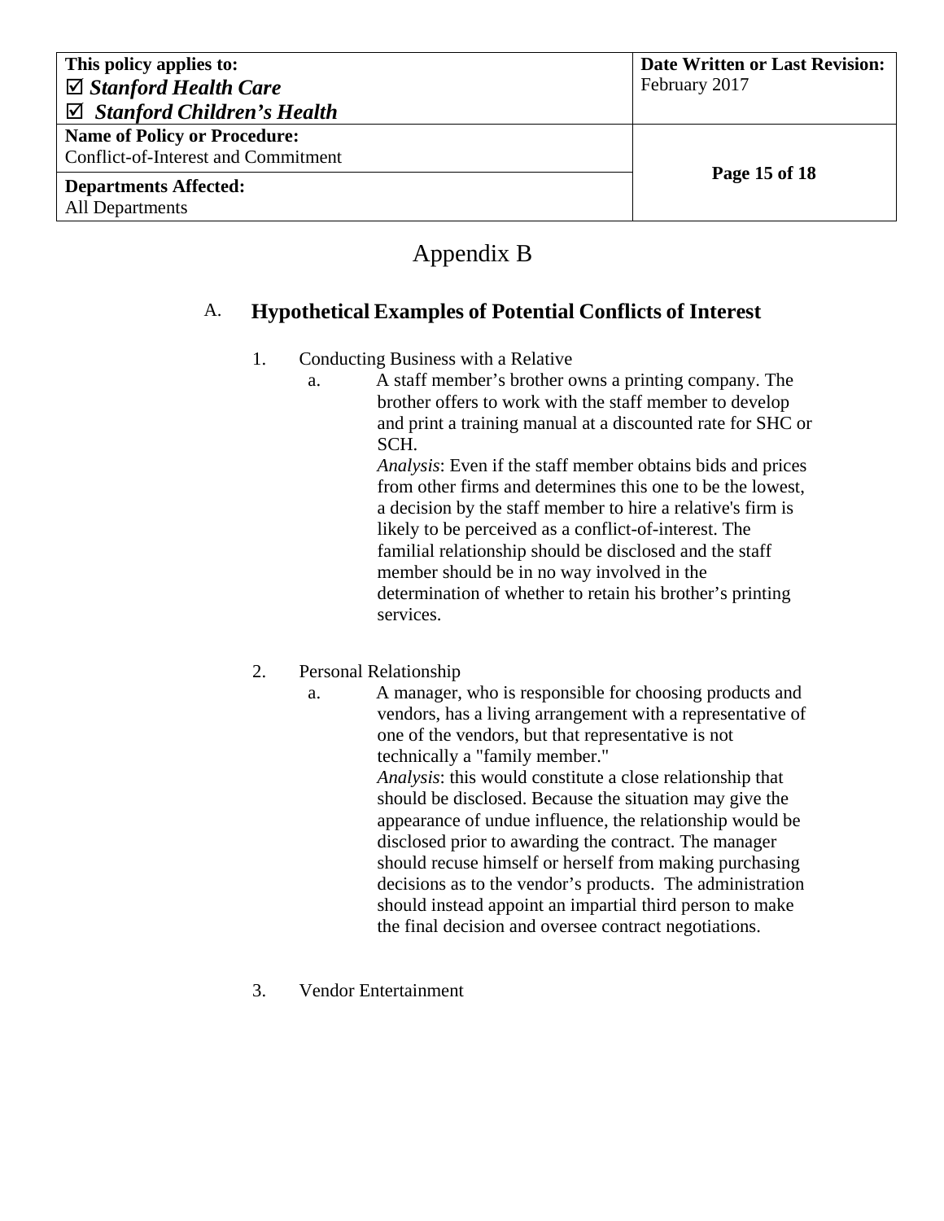# Appendix B

## A. Hypothetical Examples of Potential Conflicts of Interest

1. Conducting Business with a Relative
   a. A staff member's brother owns a printing company. The brother offers to work with the staff member to develop and print a training manual at a discounted rate for SHC or SCH.
   *Analysis*: Even if the staff member obtains bids and prices from other firms and determines this one to be the lowest, a decision by the staff member to hire a relative's firm is likely to be perceived as a conflict-of-interest. The familial relationship should be disclosed and the staff member should be in no way involved in the determination of whether to retain his brother's printing services.

2. Personal Relationship
   a. A manager, who is responsible for choosing products and vendors, has a living arrangement with a representative of one of the vendors, but that representative is not technically a "family member."
   *Analysis*: this would constitute a close relationship that should be disclosed. Because the situation may give the appearance of undue influence, the relationship would be disclosed prior to awarding the contract. The manager should recuse himself or herself from making purchasing decisions as to the vendor's products. The administration should instead appoint an impartial third person to make the final decision and oversee contract negotiations.

3. Vendor Entertainment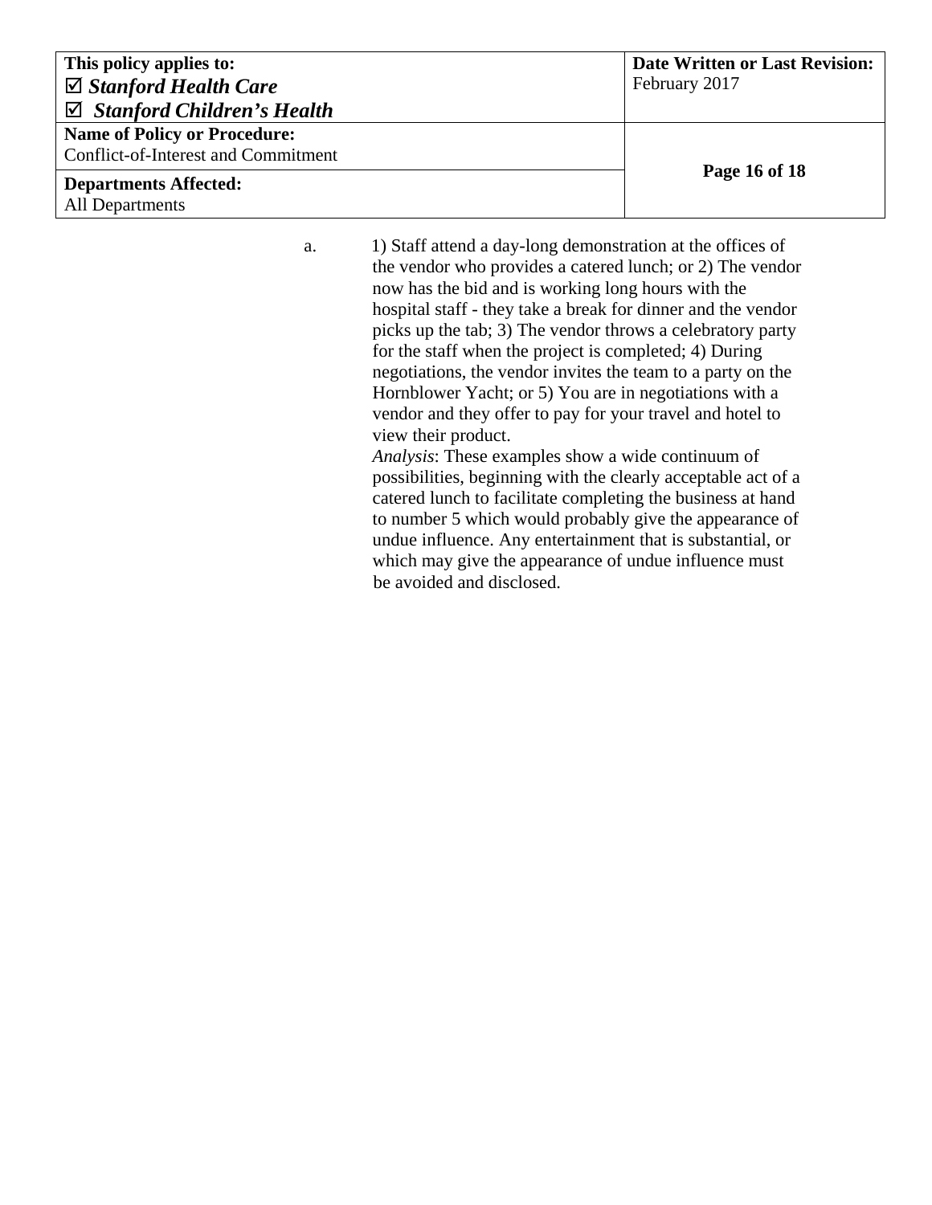a. 1) Staff attend a day-long demonstration at the offices of the vendor who provides a catered lunch; or 2) The vendor now has the bid and is working long hours with the hospital staff - they take a break for dinner and the vendor picks up the tab; 3) The vendor throws a celebratory party for the staff when the project is completed; 4) During negotiations, the vendor invites the team to a party on the Hornblower Yacht; or 5) You are in negotiations with a vendor and they offer to pay for your travel and hotel to view their product.

   *Analysis*: These examples show a wide continuum of possibilities, beginning with the clearly acceptable act of a catered lunch to facilitate completing the business at hand to number 5 which would probably give the appearance of undue influence. Any entertainment that is substantial, or which may give the appearance of undue influence must be avoided and disclosed.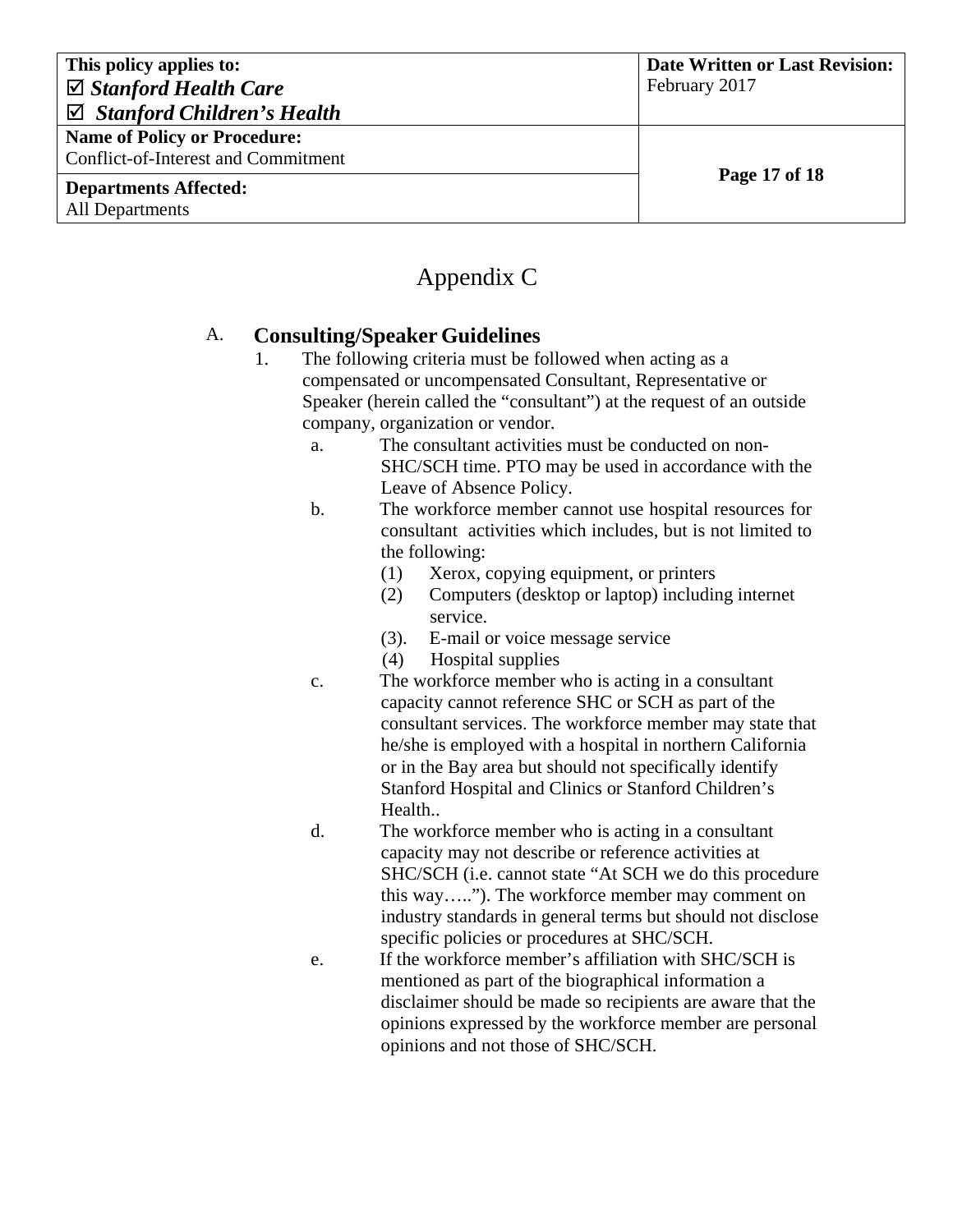# Appendix C

## A. Consulting/Speaker Guidelines

1. The following criteria must be followed when acting as a compensated or uncompensated Consultant, Representative or Speaker (herein called the "consultant") at the request of an outside company, organization or vendor.
   a. The consultant activities must be conducted on non-SHC/SCH time. PTO may be used in accordance with the Leave of Absence Policy.
   b. The workforce member cannot use hospital resources for consultant activities which includes, but is not limited to the following:
      (1) Xerox, copying equipment, or printers
      (2) Computers (desktop or laptop) including internet service.
      (3). E-mail or voice message service
      (4) Hospital supplies
   c. The workforce member who is acting in a consultant capacity cannot reference SHC or SCH as part of the consultant services. The workforce member may state that he/she is employed with a hospital in northern California or in the Bay area but should not specifically identify Stanford Hospital and Clinics or Stanford Children's Health..
   d. The workforce member who is acting in a consultant capacity may not describe or reference activities at SHC/SCH (i.e. cannot state "At SCH we do this procedure this way…..”). The workforce member may comment on industry standards in general terms but should not disclose specific policies or procedures at SHC/SCH.
   e. If the workforce member's affiliation with SHC/SCH is mentioned as part of the biographical information a disclaimer should be made so recipients are aware that the opinions expressed by the workforce member are personal opinions and not those of SHC/SCH.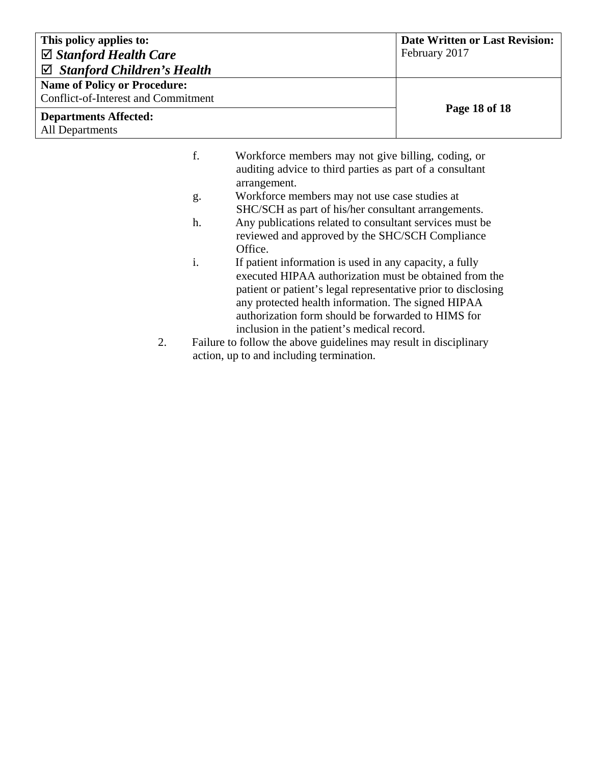f. Workforce members may not give billing, coding, or auditing advice to third parties as part of a consultant arrangement.

g. Workforce members may not use case studies at SHC/SCH as part of his/her consultant arrangements.

h. Any publications related to consultant services must be reviewed and approved by the SHC/SCH Compliance Office.

i. If patient information is used in any capacity, a fully executed HIPAA authorization must be obtained from the patient or patient's legal representative prior to disclosing any protected health information. The signed HIPAA authorization form should be forwarded to HIMS for inclusion in the patient's medical record.

2. Failure to follow the above guidelines may result in disciplinary action, up to and including termination.